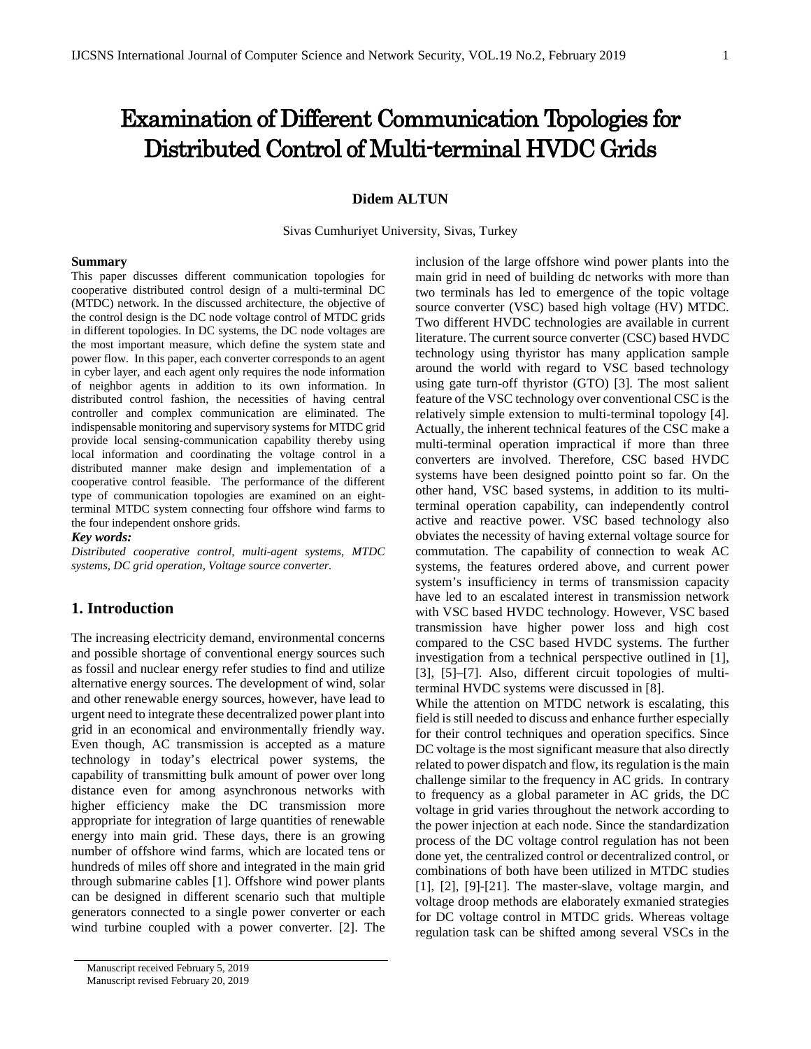# Examination of Different Communication Topologies for Distributed Control of Multi-terminal HVDC Grids

**Didem ALTUN**

Sivas Cumhuriyet University, Sivas, Turkey

**Summary**

This paper discusses different communication topologies for cooperative distributed control design of a multi-terminal DC (MTDC) network. In the discussed architecture, the objective of the control design is the DC node voltage control of MTDC grids in different topologies. In DC systems, the DC node voltages are the most important measure, which define the system state and power flow. In this paper, each converter corresponds to an agent in cyber layer, and each agent only requires the node information of neighbor agents in addition to its own information. In distributed control fashion, the necessities of having central controller and complex communication are eliminated. The indispensable monitoring and supervisory systems for MTDC grid provide local sensing-communication capability thereby using local information and coordinating the voltage control in a distributed manner make design and implementation of a cooperative control feasible. The performance of the different type of communication topologies are examined on an eight-terminal MTDC system connecting four offshore wind farms to the four independent onshore grids.

***Key words:***

*Distributed cooperative control, multi-agent systems, MTDC systems, DC grid operation, Voltage source converter.*

## 1. Introduction

The increasing electricity demand, environmental concerns and possible shortage of conventional energy sources such as fossil and nuclear energy refer studies to find and utilize alternative energy sources. The development of wind, solar and other renewable energy sources, however, have lead to urgent need to integrate these decentralized power plant into grid in an economical and environmentally friendly way. Even though, AC transmission is accepted as a mature technology in today's electrical power systems, the capability of transmitting bulk amount of power over long distance even for among asynchronous networks with higher efficiency make the DC transmission more appropriate for integration of large quantities of renewable energy into main grid. These days, there is an growing number of offshore wind farms, which are located tens or hundreds of miles off shore and integrated in the main grid through submarine cables [1]. Offshore wind power plants can be designed in different scenario such that multiple generators connected to a single power converter or each wind turbine coupled with a power converter. [2]. The inclusion of the large offshore wind power plants into the main grid in need of building dc networks with more than two terminals has led to emergence of the topic voltage source converter (VSC) based high voltage (HV) MTDC. Two different HVDC technologies are available in current literature. The current source converter (CSC) based HVDC technology using thyristor has many application sample around the world with regard to VSC based technology using gate turn-off thyristor (GTO) [3]. The most salient feature of the VSC technology over conventional CSC is the relatively simple extension to multi-terminal topology [4]. Actually, the inherent technical features of the CSC make a multi-terminal operation impractical if more than three converters are involved. Therefore, CSC based HVDC systems have been designed pointto point so far. On the other hand, VSC based systems, in addition to its multi-terminal operation capability, can independently control active and reactive power. VSC based technology also obviates the necessity of having external voltage source for commutation. The capability of connection to weak AC systems, the features ordered above, and current power system's insufficiency in terms of transmission capacity have led to an escalated interest in transmission network with VSC based HVDC technology. However, VSC based transmission have higher power loss and high cost compared to the CSC based HVDC systems. The further investigation from a technical perspective outlined in [1], [3], [5]–[7]. Also, different circuit topologies of multi-terminal HVDC systems were discussed in [8].

While the attention on MTDC network is escalating, this field is still needed to discuss and enhance further especially for their control techniques and operation specifics. Since DC voltage is the most significant measure that also directly related to power dispatch and flow, its regulation is the main challenge similar to the frequency in AC grids. In contrary to frequency as a global parameter in AC grids, the DC voltage in grid varies throughout the network according to the power injection at each node. Since the standardization process of the DC voltage control regulation has not been done yet, the centralized control or decentralized control, or combinations of both have been utilized in MTDC studies [1], [2], [9]-[21]. The master-slave, voltage margin, and voltage droop methods are elaborately exmanied strategies for DC voltage control in MTDC grids. Whereas voltage regulation task can be shifted among several VSCs in the

Manuscript received February 5, 2019
Manuscript revised February 20, 2019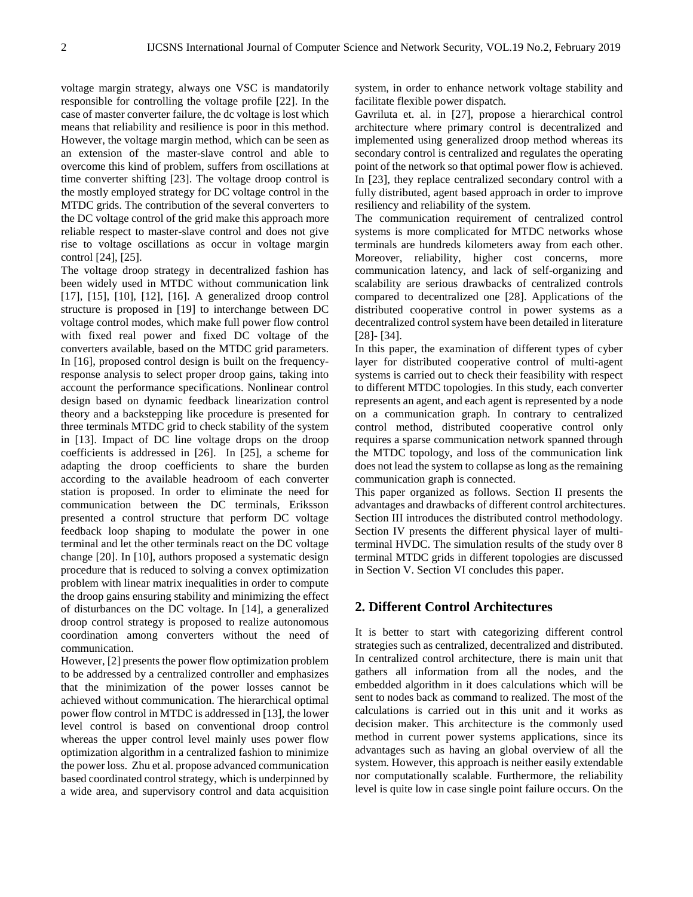voltage margin strategy, always one VSC is mandatorily responsible for controlling the voltage profile [22]. In the case of master converter failure, the dc voltage is lost which means that reliability and resilience is poor in this method. However, the voltage margin method, which can be seen as an extension of the master-slave control and able to overcome this kind of problem, suffers from oscillations at time converter shifting [23]. The voltage droop control is the mostly employed strategy for DC voltage control in the MTDC grids. The contribution of the several converters to the DC voltage control of the grid make this approach more reliable respect to master-slave control and does not give rise to voltage oscillations as occur in voltage margin control [24], [25].

The voltage droop strategy in decentralized fashion has been widely used in MTDC without communication link [17], [15], [10], [12], [16]. A generalized droop control structure is proposed in [19] to interchange between DC voltage control modes, which make full power flow control with fixed real power and fixed DC voltage of the converters available, based on the MTDC grid parameters. In [16], proposed control design is built on the frequency-response analysis to select proper droop gains, taking into account the performance specifications. Nonlinear control design based on dynamic feedback linearization control theory and a backstepping like procedure is presented for three terminals MTDC grid to check stability of the system in [13]. Impact of DC line voltage drops on the droop coefficients is addressed in [26]. In [25], a scheme for adapting the droop coefficients to share the burden according to the available headroom of each converter station is proposed. In order to eliminate the need for communication between the DC terminals, Eriksson presented a control structure that perform DC voltage feedback loop shaping to modulate the power in one terminal and let the other terminals react on the DC voltage change [20]. In [10], authors proposed a systematic design procedure that is reduced to solving a convex optimization problem with linear matrix inequalities in order to compute the droop gains ensuring stability and minimizing the effect of disturbances on the DC voltage. In [14], a generalized droop control strategy is proposed to realize autonomous coordination among converters without the need of communication.

However, [2] presents the power flow optimization problem to be addressed by a centralized controller and emphasizes that the minimization of the power losses cannot be achieved without communication. The hierarchical optimal power flow control in MTDC is addressed in [13], the lower level control is based on conventional droop control whereas the upper control level mainly uses power flow optimization algorithm in a centralized fashion to minimize the power loss. Zhu et al. propose advanced communication based coordinated control strategy, which is underpinned by a wide area, and supervisory control and data acquisition system, in order to enhance network voltage stability and facilitate flexible power dispatch.

Gavriluta et. al. in [27], propose a hierarchical control architecture where primary control is decentralized and implemented using generalized droop method whereas its secondary control is centralized and regulates the operating point of the network so that optimal power flow is achieved. In [23], they replace centralized secondary control with a fully distributed, agent based approach in order to improve resiliency and reliability of the system.

The communication requirement of centralized control systems is more complicated for MTDC networks whose terminals are hundreds kilometers away from each other. Moreover, reliability, higher cost concerns, more communication latency, and lack of self-organizing and scalability are serious drawbacks of centralized controls compared to decentralized one [28]. Applications of the distributed cooperative control in power systems as a decentralized control system have been detailed in literature [28]- [34].

In this paper, the examination of different types of cyber layer for distributed cooperative control of multi-agent systems is carried out to check their feasibility with respect to different MTDC topologies. In this study, each converter represents an agent, and each agent is represented by a node on a communication graph. In contrary to centralized control method, distributed cooperative control only requires a sparse communication network spanned through the MTDC topology, and loss of the communication link does not lead the system to collapse as long as the remaining communication graph is connected.

This paper organized as follows. Section II presents the advantages and drawbacks of different control architectures. Section III introduces the distributed control methodology. Section IV presents the different physical layer of multi-terminal HVDC. The simulation results of the study over 8 terminal MTDC grids in different topologies are discussed in Section V. Section VI concludes this paper.

## 2. Different Control Architectures

It is better to start with categorizing different control strategies such as centralized, decentralized and distributed. In centralized control architecture, there is main unit that gathers all information from all the nodes, and the embedded algorithm in it does calculations which will be sent to nodes back as command to realized. The most of the calculations is carried out in this unit and it works as decision maker. This architecture is the commonly used method in current power systems applications, since its advantages such as having an global overview of all the system. However, this approach is neither easily extendable nor computationally scalable. Furthermore, the reliability level is quite low in case single point failure occurs. On the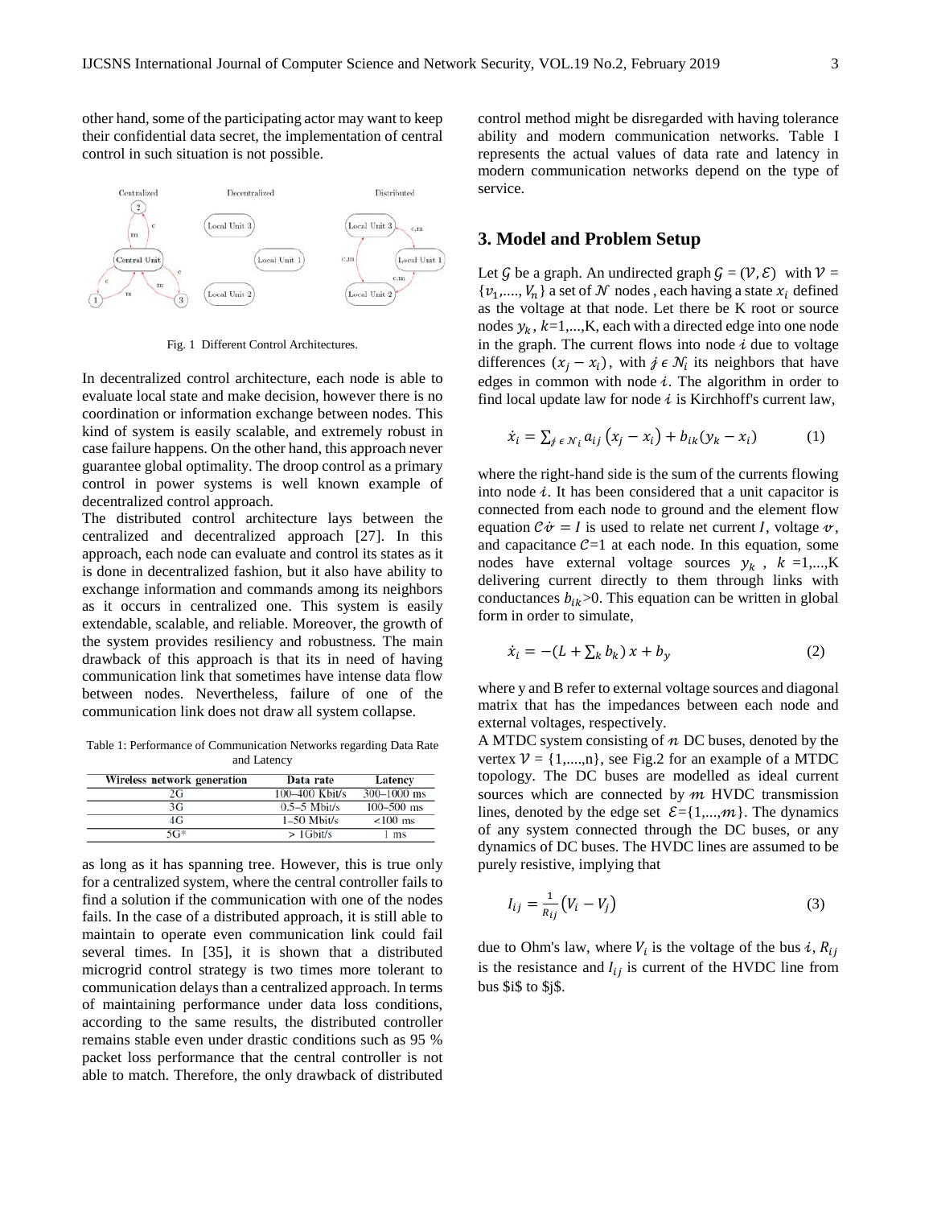other hand, some of the participating actor may want to keep their confidential data secret, the implementation of central control in such situation is not possible.

Fig. 1 Different Control Architectures.

In decentralized control architecture, each node is able to evaluate local state and make decision, however there is no coordination or information exchange between nodes. This kind of system is easily scalable, and extremely robust in case failure happens. On the other hand, this approach never guarantee global optimality. The droop control as a primary control in power systems is well known example of decentralized control approach.

The distributed control architecture lays between the centralized and decentralized approach [27]. In this approach, each node can evaluate and control its states as it is done in decentralized fashion, but it also have ability to exchange information and commands among its neighbors as it occurs in centralized one. This system is easily extendable, scalable, and reliable. Moreover, the growth of the system provides resiliency and robustness. The main drawback of this approach is that its in need of having communication link that sometimes have intense data flow between nodes. Nevertheless, failure of one of the communication link does not draw all system collapse.

Table 1: Performance of Communication Networks regarding Data Rate and Latency

| Wireless network generation | Data rate | Latency |
|---|---|---|
| 2G | 100–400 Kbit/s | 300–1000 ms |
| 3G | 0.5–5 Mbit/s | 100–500 ms |
| 4G | 1–50 Mbit/s | <100 ms |
| 5G* | > 1Gbit/s | 1 ms |

as long as it has spanning tree. However, this is true only for a centralized system, where the central controller fails to find a solution if the communication with one of the nodes fails. In the case of a distributed approach, it is still able to maintain to operate even communication link could fail several times. In [35], it is shown that a distributed microgrid control strategy is two times more tolerant to communication delays than a centralized approach. In terms of maintaining performance under data loss conditions, according to the same results, the distributed controller remains stable even under drastic conditions such as 95 % packet loss performance that the central controller is not able to match. Therefore, the only drawback of distributed control method might be disregarded with having tolerance ability and modern communication networks. Table I represents the actual values of data rate and latency in modern communication networks depend on the type of service.

## 3. Model and Problem Setup

Let $\mathcal{G}$ be a graph. An undirected graph $\mathcal{G} = (\mathcal{V}, \mathcal{E})$ with $\mathcal{V} = \{v_1, ...., V_n\}$ a set of $\mathcal{N}$ nodes , each having a state $x_i$ defined as the voltage at that node. Let there be K root or source nodes $y_k$, $k$=1,...,K, each with a directed edge into one node in the graph. The current flows into node $i$ due to voltage differences $(x_j - x_i)$, with $j \in \mathcal{N}_i$ its neighbors that have edges in common with node $i$. The algorithm in order to find local update law for node $i$ is Kirchhoff's current law,

$$\dot{x}_i = \sum_{j \in \mathcal{N}_i} a_{ij} \left(x_j - x_i\right) + b_{ik}(y_k - x_i) \tag{1}$$

where the right-hand side is the sum of the currents flowing into node $i$. It has been considered that a unit capacitor is connected from each node to ground and the element flow equation $C\dot{v} = I$ is used to relate net current $I$, voltage $v$, and capacitance $C$=1 at each node. In this equation, some nodes have external voltage sources $y_k$ , $k$ =1,...,K delivering current directly to them through links with conductances $b_{ik}$>0. This equation can be written in global form in order to simulate,

$$\dot{x}_i = -(L + \sum_k b_k)\, x + b_y \tag{2}$$

where y and B refer to external voltage sources and diagonal matrix that has the impedances between each node and external voltages, respectively.

A MTDC system consisting of $n$ DC buses, denoted by the vertex $\mathcal{V} = \{1,....,n\}$, see Fig.2 for an example of a MTDC topology. The DC buses are modelled as ideal current sources which are connected by $m$ HVDC transmission lines, denoted by the edge set $\mathcal{E}$={1,...,$m$}. The dynamics of any system connected through the DC buses, or any dynamics of DC buses. The HVDC lines are assumed to be purely resistive, implying that

$$I_{ij} = \frac{1}{R_{ij}}\left(V_i - V_j\right) \tag{3}$$

due to Ohm's law, where $V_i$ is the voltage of the bus $i$, $R_{ij}$ is the resistance and $I_{ij}$ is current of the HVDC line from bus \$i\$ to \$j\$.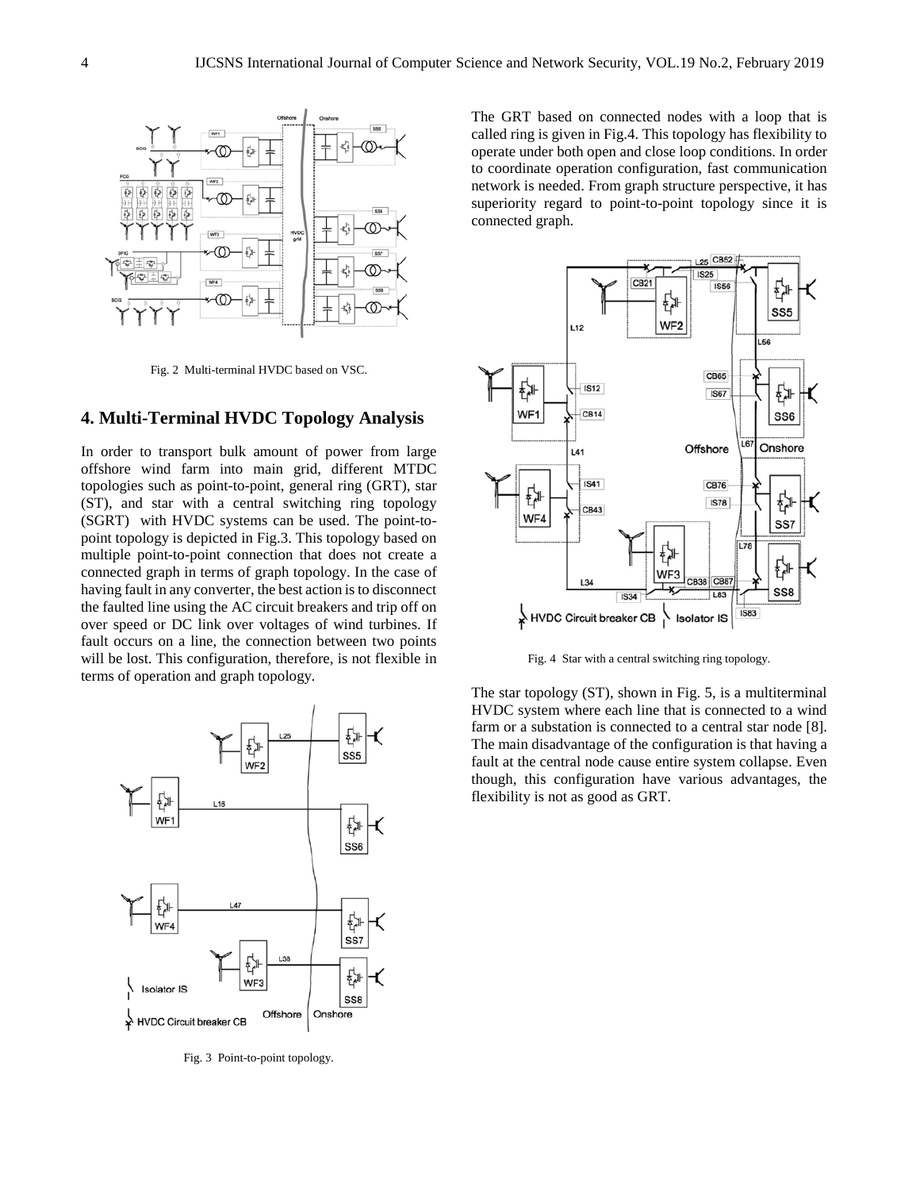Fig. 2 Multi-terminal HVDC based on VSC.

## 4. Multi-Terminal HVDC Topology Analysis

In order to transport bulk amount of power from large offshore wind farm into main grid, different MTDC topologies such as point-to-point, general ring (GRT), star (ST), and star with a central switching ring topology (SGRT) with HVDC systems can be used. The point-to-point topology is depicted in Fig.3. This topology based on multiple point-to-point connection that does not create a connected graph in terms of graph topology. In the case of having fault in any converter, the best action is to disconnect the faulted line using the AC circuit breakers and trip off on over speed or DC link over voltages of wind turbines. If fault occurs on a line, the connection between two points will be lost. This configuration, therefore, is not flexible in terms of operation and graph topology.

Fig. 3 Point-to-point topology.

The GRT based on connected nodes with a loop that is called ring is given in Fig.4. This topology has flexibility to operate under both open and close loop conditions. In order to coordinate operation configuration, fast communication network is needed. From graph structure perspective, it has superiority regard to point-to-point topology since it is connected graph.

Fig. 4 Star with a central switching ring topology.

The star topology (ST), shown in Fig. 5, is a multiterminal HVDC system where each line that is connected to a wind farm or a substation is connected to a central star node [8]. The main disadvantage of the configuration is that having a fault at the central node cause entire system collapse. Even though, this configuration have various advantages, the flexibility is not as good as GRT.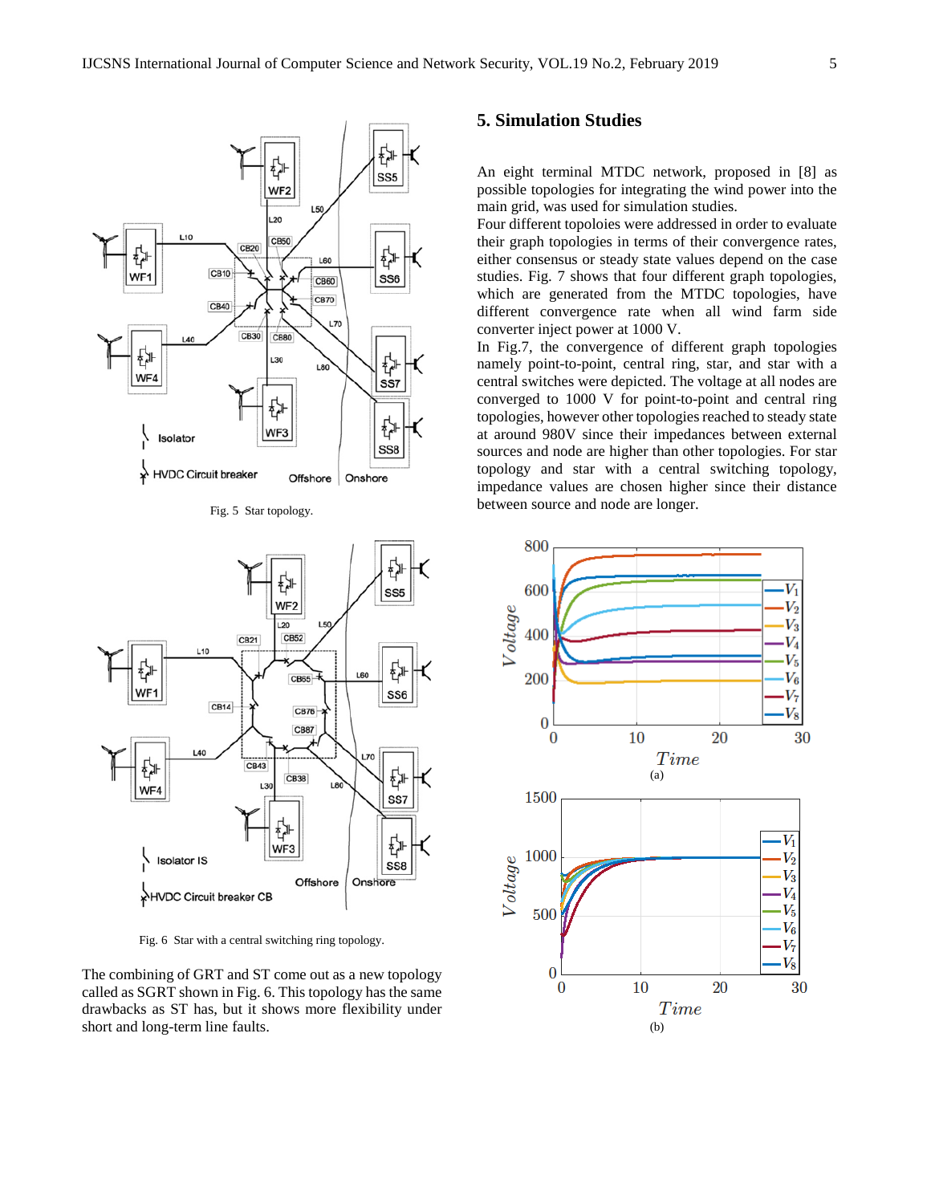Fig. 5  Star topology.

Fig. 6  Star with a central switching ring topology.

The combining of GRT and ST come out as a new topology called as SGRT shown in Fig. 6. This topology has the same drawbacks as ST has, but it shows more flexibility under short and long-term line faults.

## 5. Simulation Studies

An eight terminal MTDC network, proposed in [8] as possible topologies for integrating the wind power into the main grid, was used for simulation studies.

Four different topoloies were addressed in order to evaluate their graph topologies in terms of their convergence rates, either consensus or steady state values depend on the case studies. Fig. 7 shows that four different graph topologies, which are generated from the MTDC topologies, have different convergence rate when all wind farm side converter inject power at 1000 V.

In Fig.7, the convergence of different graph topologies namely point-to-point, central ring, star, and star with a central switches were depicted. The voltage at all nodes are converged to 1000 V for point-to-point and central ring topologies, however other topologies reached to steady state at around 980V since their impedances between external sources and node are higher than other topologies. For star topology and star with a central switching topology, impedance values are chosen higher since their distance between source and node are longer.

(a)

(b)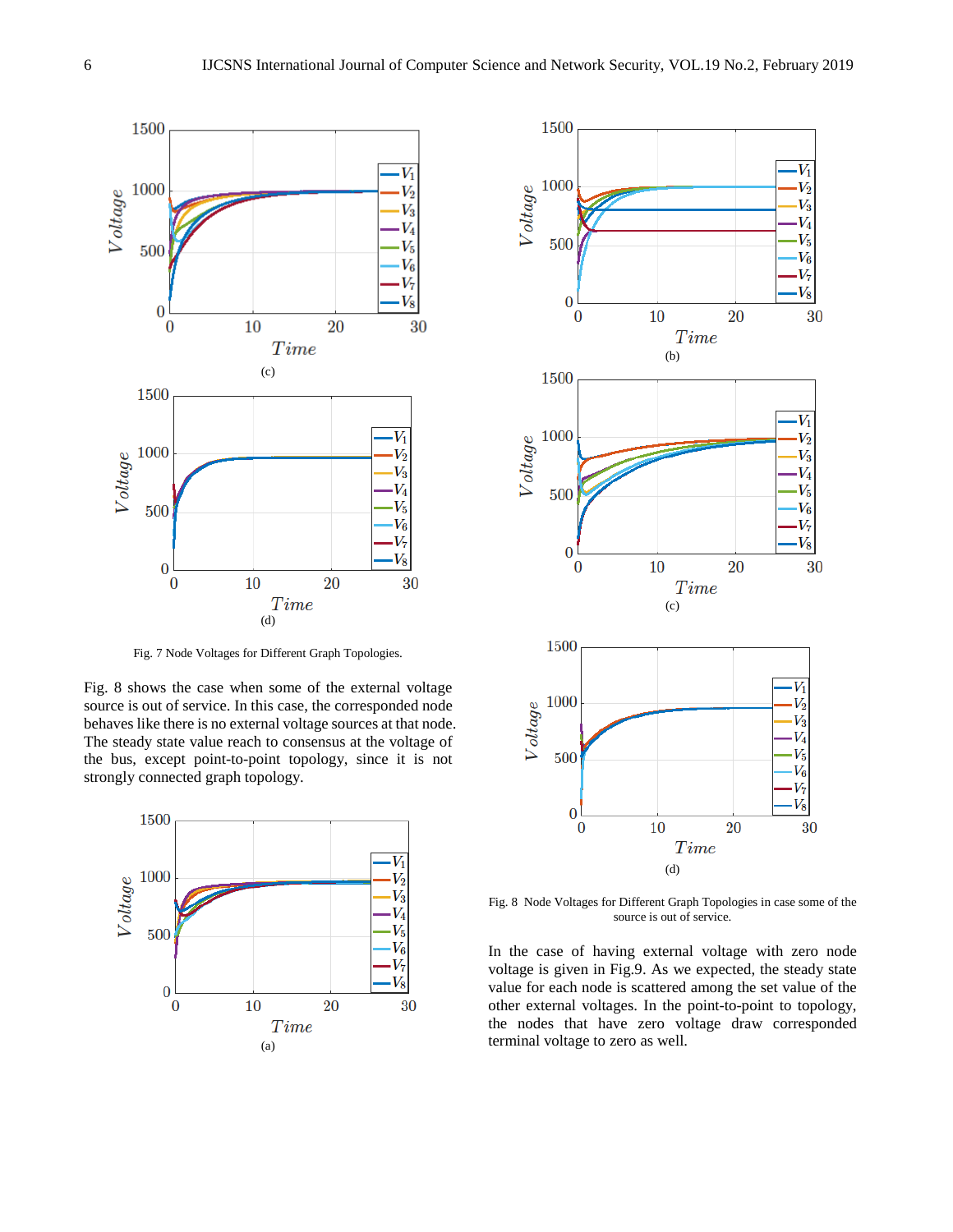(c)

(d)

Fig. 7 Node Voltages for Different Graph Topologies.

Fig. 8 shows the case when some of the external voltage source is out of service. In this case, the corresponded node behaves like there is no external voltage sources at that node. The steady state value reach to consensus at the voltage of the bus, except point-to-point topology, since it is not strongly connected graph topology.

(a)

(b)

(c)

(d)

Fig. 8 Node Voltages for Different Graph Topologies in case some of the source is out of service.

In the case of having external voltage with zero node voltage is given in Fig.9. As we expected, the steady state value for each node is scattered among the set value of the other external voltages. In the point-to-point to topology, the nodes that have zero voltage draw corresponded terminal voltage to zero as well.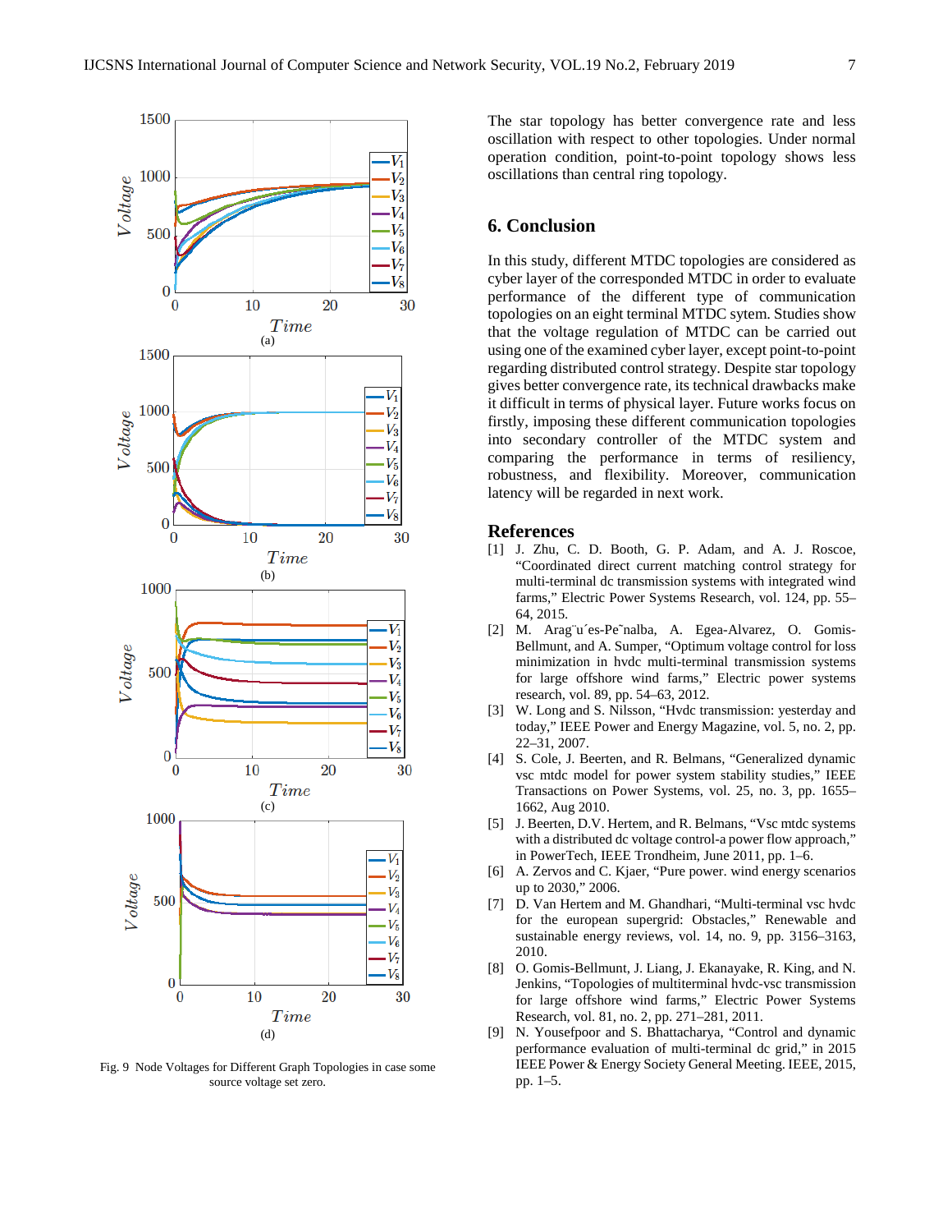Fig. 9 Node Voltages for Different Graph Topologies in case some source voltage set zero.

The star topology has better convergence rate and less oscillation with respect to other topologies. Under normal operation condition, point-to-point topology shows less oscillations than central ring topology.

## 6. Conclusion

In this study, different MTDC topologies are considered as cyber layer of the corresponded MTDC in order to evaluate performance of the different type of communication topologies on an eight terminal MTDC sytem. Studies show that the voltage regulation of MTDC can be carried out using one of the examined cyber layer, except point-to-point regarding distributed control strategy. Despite star topology gives better convergence rate, its technical drawbacks make it difficult in terms of physical layer. Future works focus on firstly, imposing these different communication topologies into secondary controller of the MTDC system and comparing the performance in terms of resiliency, robustness, and flexibility. Moreover, communication latency will be regarded in next work.

## References

[1] J. Zhu, C. D. Booth, G. P. Adam, and A. J. Roscoe, "Coordinated direct current matching control strategy for multi-terminal dc transmission systems with integrated wind farms," Electric Power Systems Research, vol. 124, pp. 55–64, 2015.

[2] M. Arag¨u´es-Pe˜nalba, A. Egea-Alvarez, O. Gomis-Bellmunt, and A. Sumper, "Optimum voltage control for loss minimization in hvdc multi-terminal transmission systems for large offshore wind farms," Electric power systems research, vol. 89, pp. 54–63, 2012.

[3] W. Long and S. Nilsson, "Hvdc transmission: yesterday and today," IEEE Power and Energy Magazine, vol. 5, no. 2, pp. 22–31, 2007.

[4] S. Cole, J. Beerten, and R. Belmans, "Generalized dynamic vsc mtdc model for power system stability studies," IEEE Transactions on Power Systems, vol. 25, no. 3, pp. 1655–1662, Aug 2010.

[5] J. Beerten, D.V. Hertem, and R. Belmans, "Vsc mtdc systems with a distributed dc voltage control-a power flow approach," in PowerTech, IEEE Trondheim, June 2011, pp. 1–6.

[6] A. Zervos and C. Kjaer, "Pure power. wind energy scenarios up to 2030," 2006.

[7] D. Van Hertem and M. Ghandhari, "Multi-terminal vsc hvdc for the european supergrid: Obstacles," Renewable and sustainable energy reviews, vol. 14, no. 9, pp. 3156–3163, 2010.

[8] O. Gomis-Bellmunt, J. Liang, J. Ekanayake, R. King, and N. Jenkins, "Topologies of multiterminal hvdc-vsc transmission for large offshore wind farms," Electric Power Systems Research, vol. 81, no. 2, pp. 271–281, 2011.

[9] N. Yousefpoor and S. Bhattacharya, "Control and dynamic performance evaluation of multi-terminal dc grid," in 2015 IEEE Power & Energy Society General Meeting. IEEE, 2015, pp. 1–5.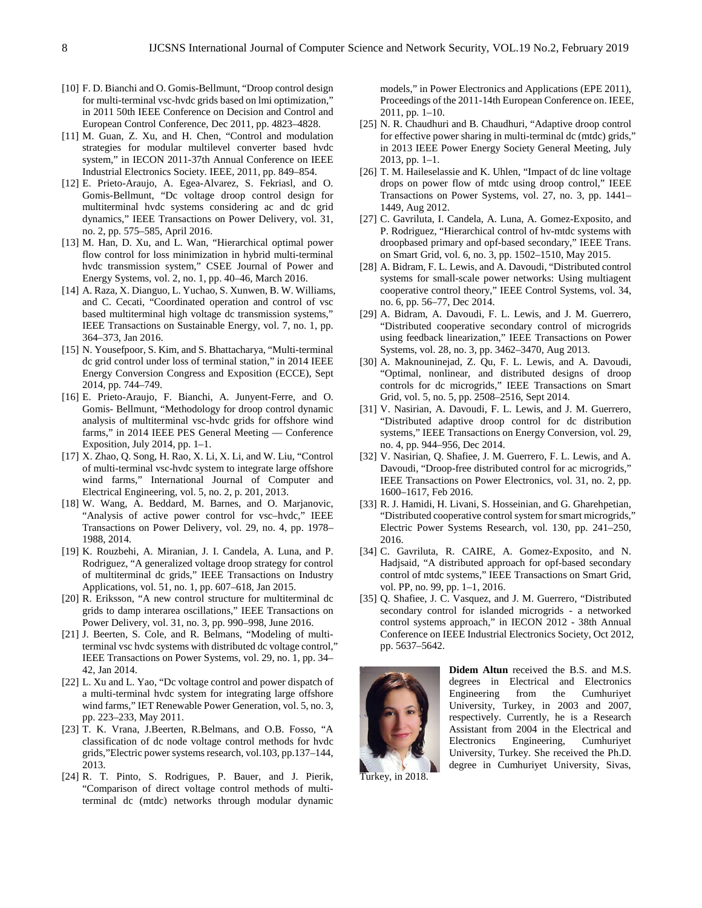[10] F. D. Bianchi and O. Gomis-Bellmunt, “Droop control design for multi-terminal vsc-hvdc grids based on lmi optimization,” in 2011 50th IEEE Conference on Decision and Control and European Control Conference, Dec 2011, pp. 4823–4828.

[11] M. Guan, Z. Xu, and H. Chen, “Control and modulation strategies for modular multilevel converter based hvdc system,” in IECON 2011-37th Annual Conference on IEEE Industrial Electronics Society. IEEE, 2011, pp. 849–854.

[12] E. Prieto-Araujo, A. Egea-Alvarez, S. Fekriasl, and O. Gomis-Bellmunt, “Dc voltage droop control design for multiterminal hvdc systems considering ac and dc grid dynamics,” IEEE Transactions on Power Delivery, vol. 31, no. 2, pp. 575–585, April 2016.

[13] M. Han, D. Xu, and L. Wan, “Hierarchical optimal power flow control for loss minimization in hybrid multi-terminal hvdc transmission system,” CSEE Journal of Power and Energy Systems, vol. 2, no. 1, pp. 40–46, March 2016.

[14] A. Raza, X. Dianguo, L. Yuchao, S. Xunwen, B. W. Williams, and C. Cecati, “Coordinated operation and control of vsc based multiterminal high voltage dc transmission systems,” IEEE Transactions on Sustainable Energy, vol. 7, no. 1, pp. 364–373, Jan 2016.

[15] N. Yousefpoor, S. Kim, and S. Bhattacharya, “Multi-terminal dc grid control under loss of terminal station,” in 2014 IEEE Energy Conversion Congress and Exposition (ECCE), Sept 2014, pp. 744–749.

[16] E. Prieto-Araujo, F. Bianchi, A. Junyent-Ferre, and O. Gomis- Bellmunt, “Methodology for droop control dynamic analysis of multiterminal vsc-hvdc grids for offshore wind farms,” in 2014 IEEE PES General Meeting — Conference Exposition, July 2014, pp. 1–1.

[17] X. Zhao, Q. Song, H. Rao, X. Li, X. Li, and W. Liu, “Control of multi-terminal vsc-hvdc system to integrate large offshore wind farms,” International Journal of Computer and Electrical Engineering, vol. 5, no. 2, p. 201, 2013.

[18] W. Wang, A. Beddard, M. Barnes, and O. Marjanovic, “Analysis of active power control for vsc–hvdc,” IEEE Transactions on Power Delivery, vol. 29, no. 4, pp. 1978–1988, 2014.

[19] K. Rouzbehi, A. Miranian, J. I. Candela, A. Luna, and P. Rodriguez, “A generalized voltage droop strategy for control of multiterminal dc grids,” IEEE Transactions on Industry Applications, vol. 51, no. 1, pp. 607–618, Jan 2015.

[20] R. Eriksson, “A new control structure for multiterminal dc grids to damp interarea oscillations,” IEEE Transactions on Power Delivery, vol. 31, no. 3, pp. 990–998, June 2016.

[21] J. Beerten, S. Cole, and R. Belmans, “Modeling of multi-terminal vsc hvdc systems with distributed dc voltage control,” IEEE Transactions on Power Systems, vol. 29, no. 1, pp. 34–42, Jan 2014.

[22] L. Xu and L. Yao, “Dc voltage control and power dispatch of a multi-terminal hvdc system for integrating large offshore wind farms,” IET Renewable Power Generation, vol. 5, no. 3, pp. 223–233, May 2011.

[23] T. K. Vrana, J.Beerten, R.Belmans, and O.B. Fosso, “A classification of dc node voltage control methods for hvdc grids,”Electric power systems research, vol.103, pp.137–144, 2013.

[24] R. T. Pinto, S. Rodrigues, P. Bauer, and J. Pierik, “Comparison of direct voltage control methods of multi-terminal dc (mtdc) networks through modular dynamic models,” in Power Electronics and Applications (EPE 2011), Proceedings of the 2011-14th European Conference on. IEEE, 2011, pp. 1–10.

[25] N. R. Chaudhuri and B. Chaudhuri, “Adaptive droop control for effective power sharing in multi-terminal dc (mtdc) grids,” in 2013 IEEE Power Energy Society General Meeting, July 2013, pp. 1–1.

[26] T. M. Haileselassie and K. Uhlen, “Impact of dc line voltage drops on power flow of mtdc using droop control,” IEEE Transactions on Power Systems, vol. 27, no. 3, pp. 1441–1449, Aug 2012.

[27] C. Gavriluta, I. Candela, A. Luna, A. Gomez-Exposito, and P. Rodriguez, “Hierarchical control of hv-mtdc systems with droopbased primary and opf-based secondary,” IEEE Trans. on Smart Grid, vol. 6, no. 3, pp. 1502–1510, May 2015.

[28] A. Bidram, F. L. Lewis, and A. Davoudi, “Distributed control systems for small-scale power networks: Using multiagent cooperative control theory,” IEEE Control Systems, vol. 34, no. 6, pp. 56–77, Dec 2014.

[29] A. Bidram, A. Davoudi, F. L. Lewis, and J. M. Guerrero, “Distributed cooperative secondary control of microgrids using feedback linearization,” IEEE Transactions on Power Systems, vol. 28, no. 3, pp. 3462–3470, Aug 2013.

[30] A. Maknouninejad, Z. Qu, F. L. Lewis, and A. Davoudi, “Optimal, nonlinear, and distributed designs of droop controls for dc microgrids,” IEEE Transactions on Smart Grid, vol. 5, no. 5, pp. 2508–2516, Sept 2014.

[31] V. Nasirian, A. Davoudi, F. L. Lewis, and J. M. Guerrero, “Distributed adaptive droop control for dc distribution systems,” IEEE Transactions on Energy Conversion, vol. 29, no. 4, pp. 944–956, Dec 2014.

[32] V. Nasirian, Q. Shafiee, J. M. Guerrero, F. L. Lewis, and A. Davoudi, “Droop-free distributed control for ac microgrids,” IEEE Transactions on Power Electronics, vol. 31, no. 2, pp. 1600–1617, Feb 2016.

[33] R. J. Hamidi, H. Livani, S. Hosseinian, and G. Gharehpetian, “Distributed cooperative control system for smart microgrids,” Electric Power Systems Research, vol. 130, pp. 241–250, 2016.

[34] C. Gavriluta, R. CAIRE, A. Gomez-Exposito, and N. Hadjsaid, “A distributed approach for opf-based secondary control of mtdc systems,” IEEE Transactions on Smart Grid, vol. PP, no. 99, pp. 1–1, 2016.

[35] Q. Shafiee, J. C. Vasquez, and J. M. Guerrero, “Distributed secondary control for islanded microgrids - a networked control systems approach,” in IECON 2012 - 38th Annual Conference on IEEE Industrial Electronics Society, Oct 2012, pp. 5637–5642.

**Didem Altun** received the B.S. and M.S. degrees in Electrical and Electronics Engineering from the Cumhuriyet University, Turkey, in 2003 and 2007, respectively. Currently, he is a Research Assistant from 2004 in the Electrical and Electronics Engineering, Cumhuriyet University, Turkey. She received the Ph.D. degree in Cumhuriyet University, Sivas, Turkey, in 2018.